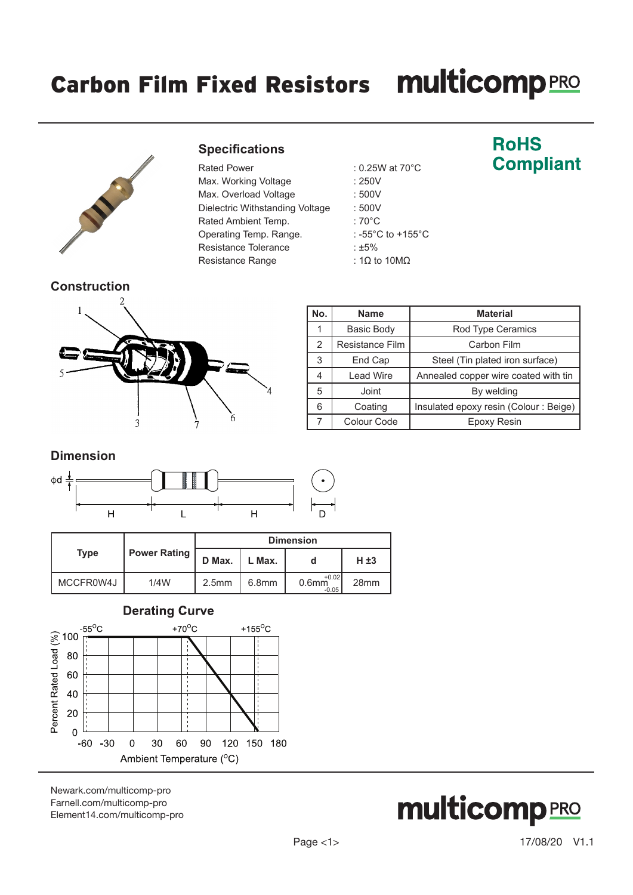# Carbon Film Fixed Resistors

**multicomp PRO**

## Specifications

**RoHS Compliant**

| | |
|---|---|
| Rated Power | : 0.25W at 70°C |
| Max. Working Voltage | : 250V |
| Max. Overload Voltage | : 500V |
| Dielectric Withstanding Voltage | : 500V |
| Rated Ambient Temp. | : 70°C |
| Operating Temp. Range. | : -55°C to +155°C |
| Resistance Tolerance | : ±5% |
| Resistance Range | : 1Ω to 10MΩ |

## Construction

| No. | Name | Material |
|---|---|---|
| 1 | Basic Body | Rod Type Ceramics |
| 2 | Resistance Film | Carbon Film |
| 3 | End Cap | Steel (Tin plated iron surface) |
| 4 | Lead Wire | Annealed copper wire coated with tin |
| 5 | Joint | By welding |
| 6 | Coating | Insulated epoxy resin (Colour : Beige) |
| 7 | Colour Code | Epoxy Resin |

## Dimension

| Type | Power Rating | Dimension | | | |
|---|---|---|---|---|---|
| | | D Max. | L Max. | d | H ±3 |
| MCCFR0W4J | 1/4W | 2.5mm | 6.8mm | 0.6mm $^{+0.02}_{-0.05}$ | 28mm |

## Derating Curve

Percent Rated Load (%) vs. Ambient Temperature (°C): 100% from -55°C to +70°C, decreasing linearly to 0% at +155°C.

Newark.com/multicomp-pro
Farnell.com/multicomp-pro
Element14.com/multicomp-pro

17/08/20 V1.1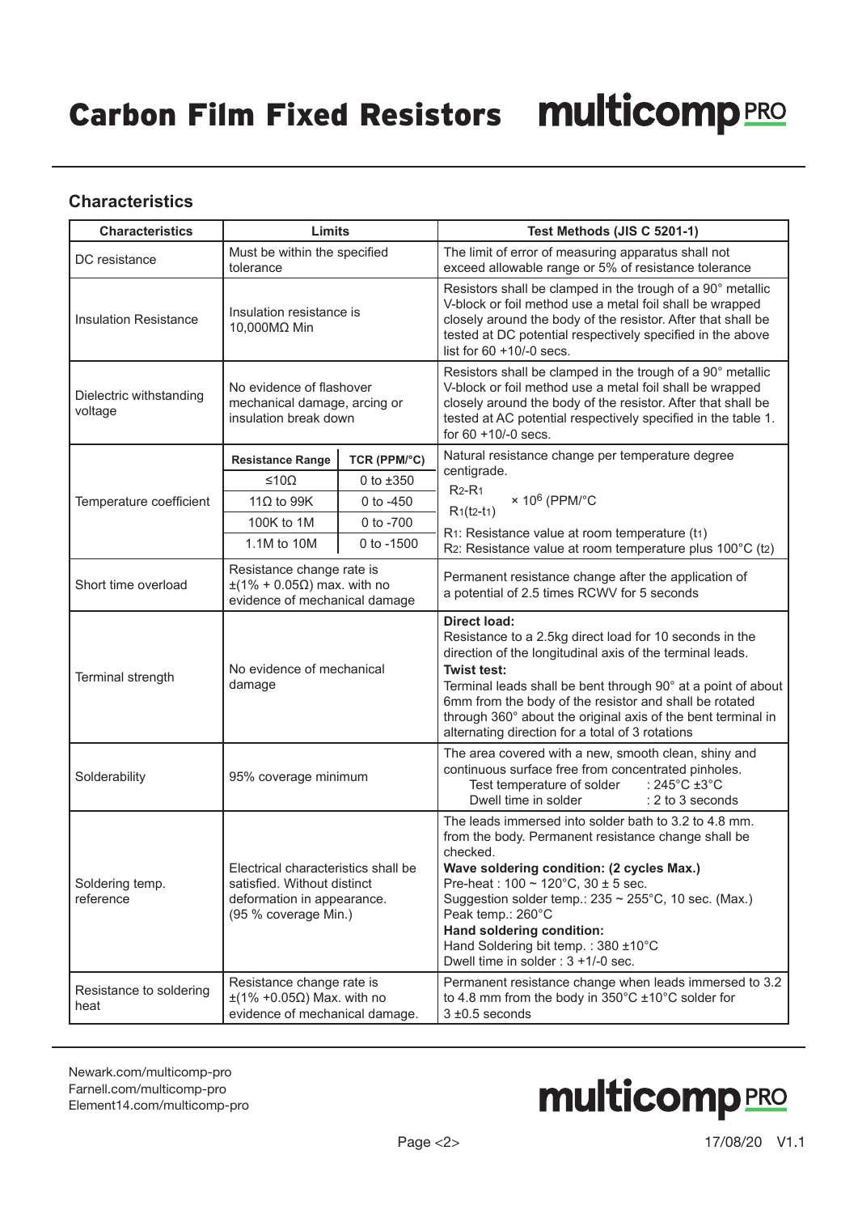# Carbon Film Fixed Resistors

## Characteristics

| Characteristics | Limits | Test Methods (JIS C 5201-1) |
|---|---|---|
| DC resistance | Must be within the specified tolerance | The limit of error of measuring apparatus shall not exceed allowable range or 5% of resistance tolerance |
| Insulation Resistance | Insulation resistance is 10,000MΩ Min | Resistors shall be clamped in the trough of a 90° metallic V-block or foil method use a metal foil shall be wrapped closely around the body of the resistor. After that shall be tested at DC potential respectively specified in the above list for 60 +10/-0 secs. |
| Dielectric withstanding voltage | No evidence of flashover mechanical damage, arcing or insulation break down | Resistors shall be clamped in the trough of a 90° metallic V-block or foil method use a metal foil shall be wrapped closely around the body of the resistor. After that shall be tested at AC potential respectively specified in the table 1. for 60 +10/-0 secs. |
| Temperature coefficient | **Resistance Range / TCR (PPM/°C)**<br>≤10Ω: 0 to ±350<br>11Ω to 99K: 0 to -450<br>100K to 1M: 0 to -700<br>1.1M to 10M: 0 to -1500 | Natural resistance change per temperature degree centigrade.<br>$\frac{R_2 - R_1}{R_1(t_2 - t_1)} \times 10^6$ (PPM/°C<br>$R_1$: Resistance value at room temperature ($t_1$)<br>$R_2$: Resistance value at room temperature plus 100°C ($t_2$) |
| Short time overload | Resistance change rate is ±(1% + 0.05Ω) max. with no evidence of mechanical damage | Permanent resistance change after the application of a potential of 2.5 times RCWV for 5 seconds |
| Terminal strength | No evidence of mechanical damage | **Direct load:**<br>Resistance to a 2.5kg direct load for 10 seconds in the direction of the longitudinal axis of the terminal leads.<br>**Twist test:**<br>Terminal leads shall be bent through 90° at a point of about 6mm from the body of the resistor and shall be rotated through 360° about the original axis of the bent terminal in alternating direction for a total of 3 rotations |
| Solderability | 95% coverage minimum | The area covered with a new, smooth clean, shiny and continuous surface free from concentrated pinholes.<br>Test temperature of solder : 245°C ±3°C<br>Dwell time in solder : 2 to 3 seconds |
| Soldering temp. reference | Electrical characteristics shall be satisfied. Without distinct deformation in appearance. (95 % coverage Min.) | The leads immersed into solder bath to 3.2 to 4.8 mm. from the body. Permanent resistance change shall be checked.<br>**Wave soldering condition: (2 cycles Max.)**<br>Pre-heat : 100 ~ 120°C, 30 ± 5 sec.<br>Suggestion solder temp.: 235 ~ 255°C, 10 sec. (Max.)<br>Peak temp.: 260°C<br>**Hand soldering condition:**<br>Hand Soldering bit temp. : 380 ±10°C<br>Dwell time in solder : 3 +1/-0 sec. |
| Resistance to soldering heat | Resistance change rate is ±(1% +0.05Ω) Max. with no evidence of mechanical damage. | Permanent resistance change when leads immersed to 3.2 to 4.8 mm from the body in 350°C ±10°C solder for 3 ±0.5 seconds |

Newark.com/multicomp-pro
Farnell.com/multicomp-pro
Element14.com/multicomp-pro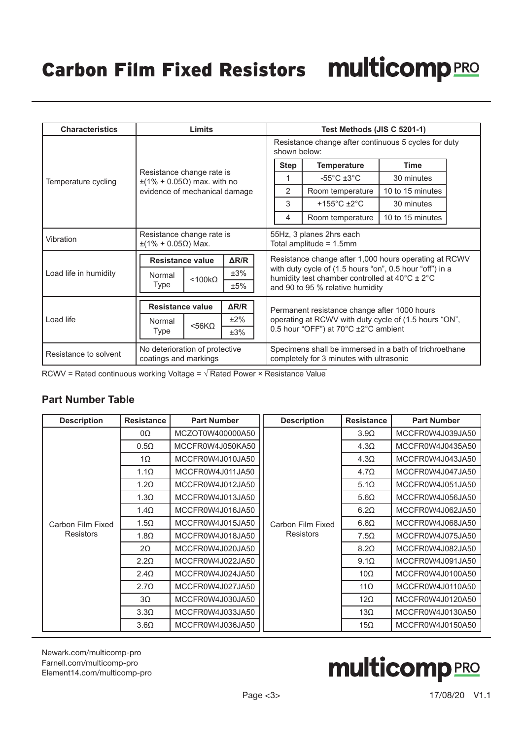# Carbon Film Fixed Resistors

| Characteristics | Limits | Test Methods (JIS C 5201-1) |
|---|---|---|
| Temperature cycling | Resistance change rate is ±(1% + 0.05Ω) max. with no evidence of mechanical damage | Resistance change after continuous 5 cycles for duty shown below:<br>Step 1: -55°C ±3°C, 30 minutes<br>Step 2: Room temperature, 10 to 15 minutes<br>Step 3: +155°C ±2°C, 30 minutes<br>Step 4: Room temperature, 10 to 15 minutes |
| Vibration | Resistance change rate is ±(1% + 0.05Ω) Max. | 55Hz, 3 planes 2hrs each<br>Total amplitude = 1.5mm |
| Load life in humidity | Resistance value: Normal Type <100kΩ; ΔR/R: ±3%, ±5% | Resistance change after 1,000 hours operating at RCWV with duty cycle of (1.5 hours "on", 0.5 hour "off") in a humidity test chamber controlled at 40°C ± 2°C and 90 to 95 % relative humidity |
| Load life | Resistance value: Normal Type <56KΩ; ΔR/R: ±2%, ±3% | Permanent resistance change after 1000 hours operating at RCWV with duty cycle of (1.5 hours "ON", 0.5 hour "OFF") at 70°C ±2°C ambient |
| Resistance to solvent | No deterioration of protective coatings and markings | Specimens shall be immersed in a bath of trichroethane completely for 3 minutes with ultrasonic |

RCWV = Rated continuous working Voltage = $\sqrt{\text{Rated Power × Resistance Value}}$

## Part Number Table

| Description | Resistance | Part Number | Description | Resistance | Part Number |
|---|---|---|---|---|---|
| Carbon Film Fixed Resistors | 0Ω | MCZOT0W400000A50 | Carbon Film Fixed Resistors | 3.9Ω | MCCFR0W4J039JA50 |
| | 0.5Ω | MCCFR0W4J050KA50 | | 4.3Ω | MCCFR0W4J0435A50 |
| | 1Ω | MCCFR0W4J010JA50 | | 4.3Ω | MCCFR0W4J043JA50 |
| | 1.1Ω | MCCFR0W4J011JA50 | | 4.7Ω | MCCFR0W4J047JA50 |
| | 1.2Ω | MCCFR0W4J012JA50 | | 5.1Ω | MCCFR0W4J051JA50 |
| | 1.3Ω | MCCFR0W4J013JA50 | | 5.6Ω | MCCFR0W4J056JA50 |
| | 1.4Ω | MCCFR0W4J016JA50 | | 6.2Ω | MCCFR0W4J062JA50 |
| | 1.5Ω | MCCFR0W4J015JA50 | | 6.8Ω | MCCFR0W4J068JA50 |
| | 1.8Ω | MCCFR0W4J018JA50 | | 7.5Ω | MCCFR0W4J075JA50 |
| | 2Ω | MCCFR0W4J020JA50 | | 8.2Ω | MCCFR0W4J082JA50 |
| | 2.2Ω | MCCFR0W4J022JA50 | | 9.1Ω | MCCFR0W4J091JA50 |
| | 2.4Ω | MCCFR0W4J024JA50 | | 10Ω | MCCFR0W4J0100A50 |
| | 2.7Ω | MCCFR0W4J027JA50 | | 11Ω | MCCFR0W4J0110A50 |
| | 3Ω | MCCFR0W4J030JA50 | | 12Ω | MCCFR0W4J0120A50 |
| | 3.3Ω | MCCFR0W4J033JA50 | | 13Ω | MCCFR0W4J0130A50 |
| | 3.6Ω | MCCFR0W4J036JA50 | | 15Ω | MCCFR0W4J0150A50 |

Newark.com/multicomp-pro
Farnell.com/multicomp-pro
Element14.com/multicomp-pro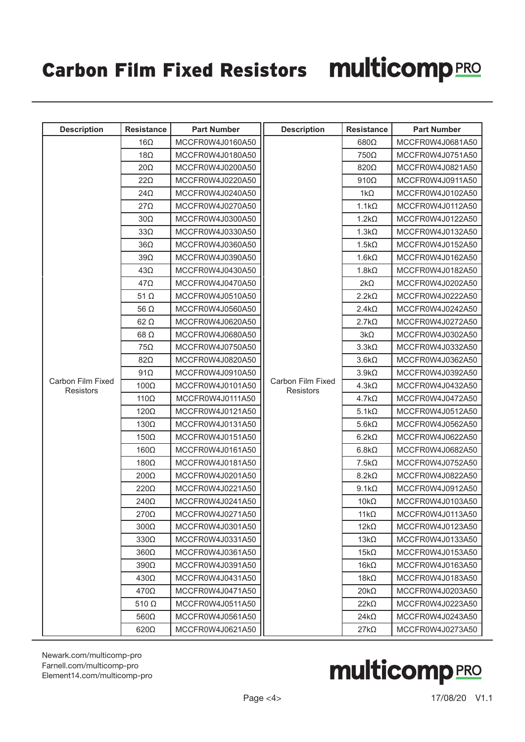# Carbon Film Fixed Resistors

| Description | Resistance | Part Number | Description | Resistance | Part Number |
|---|---|---|---|---|---|
| Carbon Film Fixed Resistors | 16Ω | MCCFR0W4J0160A50 | Carbon Film Fixed Resistors | 680Ω | MCCFR0W4J0681A50 |
| | 18Ω | MCCFR0W4J0180A50 | | 750Ω | MCCFR0W4J0751A50 |
| | 20Ω | MCCFR0W4J0200A50 | | 820Ω | MCCFR0W4J0821A50 |
| | 22Ω | MCCFR0W4J0220A50 | | 910Ω | MCCFR0W4J0911A50 |
| | 24Ω | MCCFR0W4J0240A50 | | 1kΩ | MCCFR0W4J0102A50 |
| | 27Ω | MCCFR0W4J0270A50 | | 1.1kΩ | MCCFR0W4J0112A50 |
| | 30Ω | MCCFR0W4J0300A50 | | 1.2kΩ | MCCFR0W4J0122A50 |
| | 33Ω | MCCFR0W4J0330A50 | | 1.3kΩ | MCCFR0W4J0132A50 |
| | 36Ω | MCCFR0W4J0360A50 | | 1.5kΩ | MCCFR0W4J0152A50 |
| | 39Ω | MCCFR0W4J0390A50 | | 1.6kΩ | MCCFR0W4J0162A50 |
| | 43Ω | MCCFR0W4J0430A50 | | 1.8kΩ | MCCFR0W4J0182A50 |
| | 47Ω | MCCFR0W4J0470A50 | | 2kΩ | MCCFR0W4J0202A50 |
| | 51 Ω | MCCFR0W4J0510A50 | | 2.2kΩ | MCCFR0W4J0222A50 |
| | 56 Ω | MCCFR0W4J0560A50 | | 2.4kΩ | MCCFR0W4J0242A50 |
| | 62 Ω | MCCFR0W4J0620A50 | | 2.7kΩ | MCCFR0W4J0272A50 |
| | 68 Ω | MCCFR0W4J0680A50 | | 3kΩ | MCCFR0W4J0302A50 |
| | 75Ω | MCCFR0W4J0750A50 | | 3.3kΩ | MCCFR0W4J0332A50 |
| | 82Ω | MCCFR0W4J0820A50 | | 3.6kΩ | MCCFR0W4J0362A50 |
| | 91Ω | MCCFR0W4J0910A50 | | 3.9kΩ | MCCFR0W4J0392A50 |
| | 100Ω | MCCFR0W4J0101A50 | | 4.3kΩ | MCCFR0W4J0432A50 |
| | 110Ω | MCCFR0W4J0111A50 | | 4.7kΩ | MCCFR0W4J0472A50 |
| | 120Ω | MCCFR0W4J0121A50 | | 5.1kΩ | MCCFR0W4J0512A50 |
| | 130Ω | MCCFR0W4J0131A50 | | 5.6kΩ | MCCFR0W4J0562A50 |
| | 150Ω | MCCFR0W4J0151A50 | | 6.2kΩ | MCCFR0W4J0622A50 |
| | 160Ω | MCCFR0W4J0161A50 | | 6.8kΩ | MCCFR0W4J0682A50 |
| | 180Ω | MCCFR0W4J0181A50 | | 7.5kΩ | MCCFR0W4J0752A50 |
| | 200Ω | MCCFR0W4J0201A50 | | 8.2kΩ | MCCFR0W4J0822A50 |
| | 220Ω | MCCFR0W4J0221A50 | | 9.1kΩ | MCCFR0W4J0912A50 |
| | 240Ω | MCCFR0W4J0241A50 | | 10kΩ | MCCFR0W4J0103A50 |
| | 270Ω | MCCFR0W4J0271A50 | | 11kΩ | MCCFR0W4J0113A50 |
| | 300Ω | MCCFR0W4J0301A50 | | 12kΩ | MCCFR0W4J0123A50 |
| | 330Ω | MCCFR0W4J0331A50 | | 13kΩ | MCCFR0W4J0133A50 |
| | 360Ω | MCCFR0W4J0361A50 | | 15kΩ | MCCFR0W4J0153A50 |
| | 390Ω | MCCFR0W4J0391A50 | | 16kΩ | MCCFR0W4J0163A50 |
| | 430Ω | MCCFR0W4J0431A50 | | 18kΩ | MCCFR0W4J0183A50 |
| | 470Ω | MCCFR0W4J0471A50 | | 20kΩ | MCCFR0W4J0203A50 |
| | 510 Ω | MCCFR0W4J0511A50 | | 22kΩ | MCCFR0W4J0223A50 |
| | 560Ω | MCCFR0W4J0561A50 | | 24kΩ | MCCFR0W4J0243A50 |
| | 620Ω | MCCFR0W4J0621A50 | | 27kΩ | MCCFR0W4J0273A50 |

Newark.com/multicomp-pro
Farnell.com/multicomp-pro
Element14.com/multicomp-pro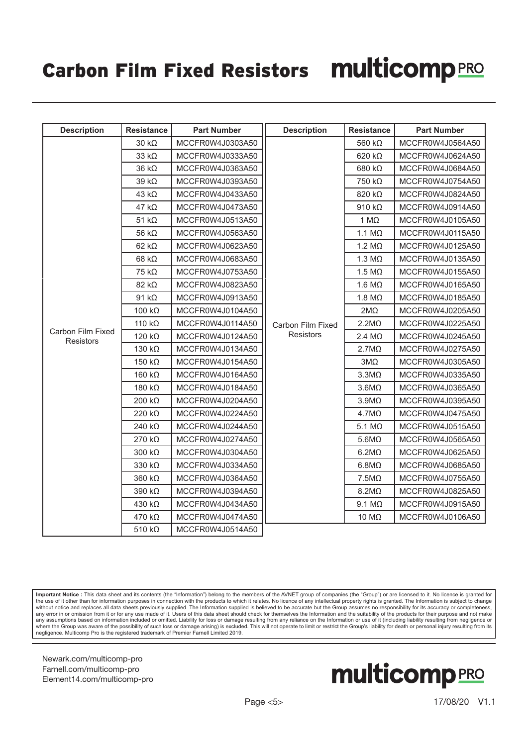# Carbon Film Fixed Resistors

| Description | Resistance | Part Number | Description | Resistance | Part Number |
|---|---|---|---|---|---|
| Carbon Film Fixed Resistors | 30 kΩ | MCCFR0W4J0303A50 | Carbon Film Fixed Resistors | 560 kΩ | MCCFR0W4J0564A50 |
| | 33 kΩ | MCCFR0W4J0333A50 | | 620 kΩ | MCCFR0W4J0624A50 |
| | 36 kΩ | MCCFR0W4J0363A50 | | 680 kΩ | MCCFR0W4J0684A50 |
| | 39 kΩ | MCCFR0W4J0393A50 | | 750 kΩ | MCCFR0W4J0754A50 |
| | 43 kΩ | MCCFR0W4J0433A50 | | 820 kΩ | MCCFR0W4J0824A50 |
| | 47 kΩ | MCCFR0W4J0473A50 | | 910 kΩ | MCCFR0W4J0914A50 |
| | 51 kΩ | MCCFR0W4J0513A50 | | 1 MΩ | MCCFR0W4J0105A50 |
| | 56 kΩ | MCCFR0W4J0563A50 | | 1.1 MΩ | MCCFR0W4J0115A50 |
| | 62 kΩ | MCCFR0W4J0623A50 | | 1.2 MΩ | MCCFR0W4J0125A50 |
| | 68 kΩ | MCCFR0W4J0683A50 | | 1.3 MΩ | MCCFR0W4J0135A50 |
| | 75 kΩ | MCCFR0W4J0753A50 | | 1.5 MΩ | MCCFR0W4J0155A50 |
| | 82 kΩ | MCCFR0W4J0823A50 | | 1.6 MΩ | MCCFR0W4J0165A50 |
| | 91 kΩ | MCCFR0W4J0913A50 | | 1.8 MΩ | MCCFR0W4J0185A50 |
| | 100 kΩ | MCCFR0W4J0104A50 | | 2MΩ | MCCFR0W4J0205A50 |
| | 110 kΩ | MCCFR0W4J0114A50 | | 2.2MΩ | MCCFR0W4J0225A50 |
| | 120 kΩ | MCCFR0W4J0124A50 | | 2.4 MΩ | MCCFR0W4J0245A50 |
| | 130 kΩ | MCCFR0W4J0134A50 | | 2.7MΩ | MCCFR0W4J0275A50 |
| | 150 kΩ | MCCFR0W4J0154A50 | | 3MΩ | MCCFR0W4J0305A50 |
| | 160 kΩ | MCCFR0W4J0164A50 | | 3.3MΩ | MCCFR0W4J0335A50 |
| | 180 kΩ | MCCFR0W4J0184A50 | | 3.6MΩ | MCCFR0W4J0365A50 |
| | 200 kΩ | MCCFR0W4J0204A50 | | 3.9MΩ | MCCFR0W4J0395A50 |
| | 220 kΩ | MCCFR0W4J0224A50 | | 4.7MΩ | MCCFR0W4J0475A50 |
| | 240 kΩ | MCCFR0W4J0244A50 | | 5.1 MΩ | MCCFR0W4J0515A50 |
| | 270 kΩ | MCCFR0W4J0274A50 | | 5.6MΩ | MCCFR0W4J0565A50 |
| | 300 kΩ | MCCFR0W4J0304A50 | | 6.2MΩ | MCCFR0W4J0625A50 |
| | 330 kΩ | MCCFR0W4J0334A50 | | 6.8MΩ | MCCFR0W4J0685A50 |
| | 360 kΩ | MCCFR0W4J0364A50 | | 7.5MΩ | MCCFR0W4J0755A50 |
| | 390 kΩ | MCCFR0W4J0394A50 | | 8.2MΩ | MCCFR0W4J0825A50 |
| | 430 kΩ | MCCFR0W4J0434A50 | | 9.1 MΩ | MCCFR0W4J0915A50 |
| | 470 kΩ | MCCFR0W4J0474A50 | | 10 MΩ | MCCFR0W4J0106A50 |
| | 510 kΩ | MCCFR0W4J0514A50 | | | |

**Important Notice :** This data sheet and its contents (the "Information") belong to the members of the AVNET group of companies (the "Group") or are licensed to it. No licence is granted for the use of it other than for information purposes in connection with the products to which it relates. No licence of any intellectual property rights is granted. The Information is subject to change without notice and replaces all data sheets previously supplied. The Information supplied is believed to be accurate but the Group assumes no responsibility for its accuracy or completeness, any error in or omission from it or for any use made of it. Users of this data sheet should check for themselves the Information and the suitability of the products for their purpose and not make any assumptions based on information included or omitted. Liability for loss or damage resulting from any reliance on the Information or use of it (including liability resulting from negligence or where the Group was aware of the possibility of such loss or damage arising) is excluded. This will not operate to limit or restrict the Group's liability for death or personal injury resulting from its negligence. Multicomp Pro is the registered trademark of Premier Farnell Limited 2019.

Newark.com/multicomp-pro
Farnell.com/multicomp-pro
Element14.com/multicomp-pro

17/08/20 V1.1